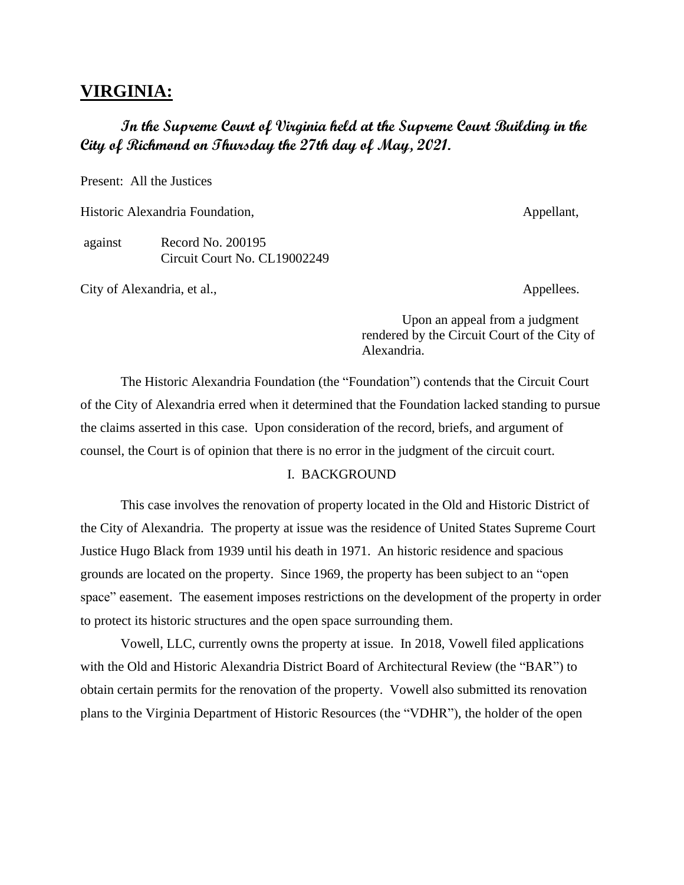# VIRGINIA:

***In the Supreme Court of Virginia held at the Supreme Court Building in the City of Richmond on Thursday the 27th day of May, 2021.***

Present: All the Justices

Historic Alexandria Foundation, Appellant,

against Record No. 200195
Circuit Court No. CL19002249

City of Alexandria, et al., Appellees.

Upon an appeal from a judgment rendered by the Circuit Court of the City of Alexandria.

The Historic Alexandria Foundation (the "Foundation") contends that the Circuit Court of the City of Alexandria erred when it determined that the Foundation lacked standing to pursue the claims asserted in this case. Upon consideration of the record, briefs, and argument of counsel, the Court is of opinion that there is no error in the judgment of the circuit court.

## I. BACKGROUND

This case involves the renovation of property located in the Old and Historic District of the City of Alexandria. The property at issue was the residence of United States Supreme Court Justice Hugo Black from 1939 until his death in 1971. An historic residence and spacious grounds are located on the property. Since 1969, the property has been subject to an "open space" easement. The easement imposes restrictions on the development of the property in order to protect its historic structures and the open space surrounding them.

Vowell, LLC, currently owns the property at issue. In 2018, Vowell filed applications with the Old and Historic Alexandria District Board of Architectural Review (the "BAR") to obtain certain permits for the renovation of the property. Vowell also submitted its renovation plans to the Virginia Department of Historic Resources (the "VDHR"), the holder of the open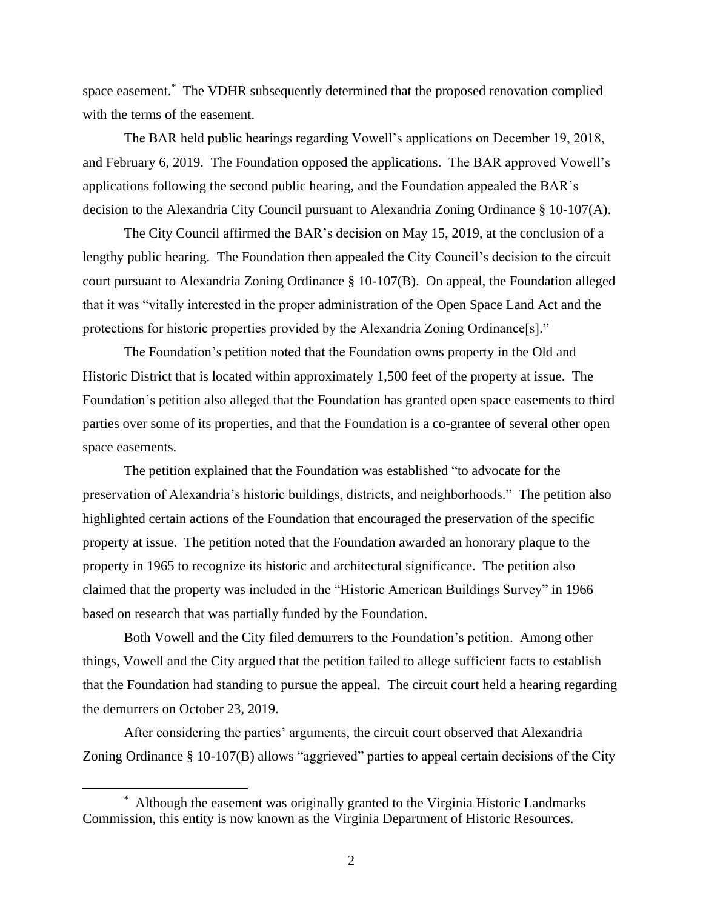space easement.[*] The VDHR subsequently determined that the proposed renovation complied with the terms of the easement.

The BAR held public hearings regarding Vowell's applications on December 19, 2018, and February 6, 2019. The Foundation opposed the applications. The BAR approved Vowell's applications following the second public hearing, and the Foundation appealed the BAR's decision to the Alexandria City Council pursuant to Alexandria Zoning Ordinance § 10-107(A).

The City Council affirmed the BAR's decision on May 15, 2019, at the conclusion of a lengthy public hearing. The Foundation then appealed the City Council's decision to the circuit court pursuant to Alexandria Zoning Ordinance § 10-107(B). On appeal, the Foundation alleged that it was "vitally interested in the proper administration of the Open Space Land Act and the protections for historic properties provided by the Alexandria Zoning Ordinance[s]."

The Foundation's petition noted that the Foundation owns property in the Old and Historic District that is located within approximately 1,500 feet of the property at issue. The Foundation's petition also alleged that the Foundation has granted open space easements to third parties over some of its properties, and that the Foundation is a co-grantee of several other open space easements.

The petition explained that the Foundation was established "to advocate for the preservation of Alexandria's historic buildings, districts, and neighborhoods." The petition also highlighted certain actions of the Foundation that encouraged the preservation of the specific property at issue. The petition noted that the Foundation awarded an honorary plaque to the property in 1965 to recognize its historic and architectural significance. The petition also claimed that the property was included in the "Historic American Buildings Survey" in 1966 based on research that was partially funded by the Foundation.

Both Vowell and the City filed demurrers to the Foundation's petition. Among other things, Vowell and the City argued that the petition failed to allege sufficient facts to establish that the Foundation had standing to pursue the appeal. The circuit court held a hearing regarding the demurrers on October 23, 2019.

After considering the parties' arguments, the circuit court observed that Alexandria Zoning Ordinance § 10-107(B) allows "aggrieved" parties to appeal certain decisions of the City

[*] Although the easement was originally granted to the Virginia Historic Landmarks Commission, this entity is now known as the Virginia Department of Historic Resources.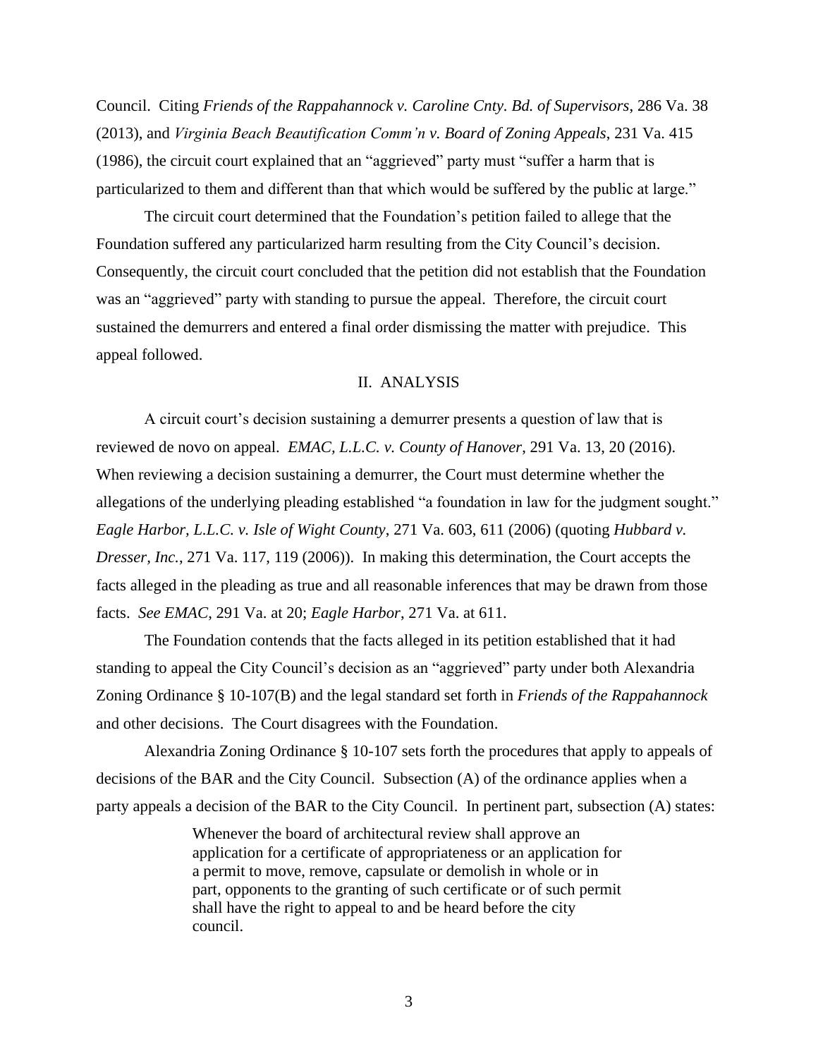Council. Citing *Friends of the Rappahannock v. Caroline Cnty. Bd. of Supervisors*, 286 Va. 38 (2013), and *Virginia Beach Beautification Comm'n v. Board of Zoning Appeals*, 231 Va. 415 (1986), the circuit court explained that an "aggrieved" party must "suffer a harm that is particularized to them and different than that which would be suffered by the public at large."

The circuit court determined that the Foundation's petition failed to allege that the Foundation suffered any particularized harm resulting from the City Council's decision. Consequently, the circuit court concluded that the petition did not establish that the Foundation was an "aggrieved" party with standing to pursue the appeal. Therefore, the circuit court sustained the demurrers and entered a final order dismissing the matter with prejudice. This appeal followed.

## II. ANALYSIS

A circuit court's decision sustaining a demurrer presents a question of law that is reviewed de novo on appeal. *EMAC, L.L.C. v. County of Hanover*, 291 Va. 13, 20 (2016). When reviewing a decision sustaining a demurrer, the Court must determine whether the allegations of the underlying pleading established "a foundation in law for the judgment sought." *Eagle Harbor, L.L.C. v. Isle of Wight County*, 271 Va. 603, 611 (2006) (quoting *Hubbard v. Dresser, Inc.*, 271 Va. 117, 119 (2006)). In making this determination, the Court accepts the facts alleged in the pleading as true and all reasonable inferences that may be drawn from those facts. *See EMAC*, 291 Va. at 20; *Eagle Harbor*, 271 Va. at 611.

The Foundation contends that the facts alleged in its petition established that it had standing to appeal the City Council's decision as an "aggrieved" party under both Alexandria Zoning Ordinance § 10-107(B) and the legal standard set forth in *Friends of the Rappahannock* and other decisions. The Court disagrees with the Foundation.

Alexandria Zoning Ordinance § 10-107 sets forth the procedures that apply to appeals of decisions of the BAR and the City Council. Subsection (A) of the ordinance applies when a party appeals a decision of the BAR to the City Council. In pertinent part, subsection (A) states:

> Whenever the board of architectural review shall approve an application for a certificate of appropriateness or an application for a permit to move, remove, capsulate or demolish in whole or in part, opponents to the granting of such certificate or of such permit shall have the right to appeal to and be heard before the city council.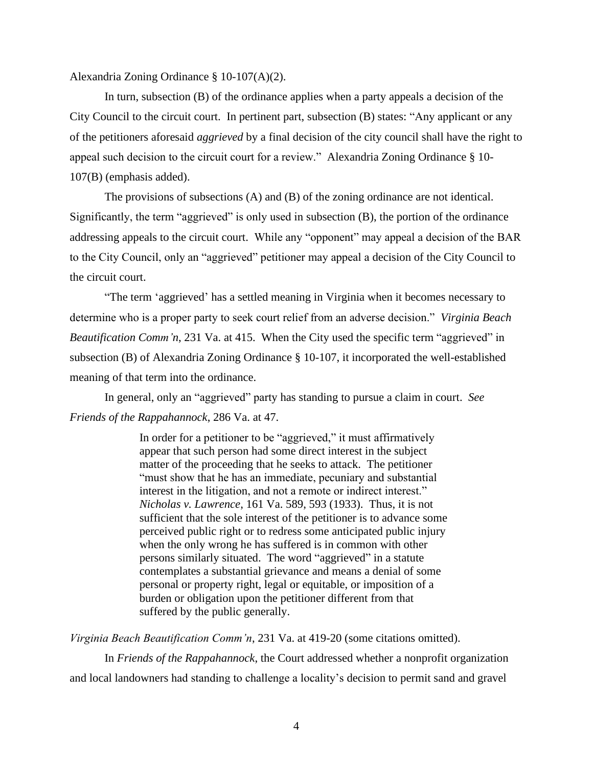Alexandria Zoning Ordinance § 10-107(A)(2).

In turn, subsection (B) of the ordinance applies when a party appeals a decision of the City Council to the circuit court. In pertinent part, subsection (B) states: "Any applicant or any of the petitioners aforesaid *aggrieved* by a final decision of the city council shall have the right to appeal such decision to the circuit court for a review." Alexandria Zoning Ordinance § 10-107(B) (emphasis added).

The provisions of subsections (A) and (B) of the zoning ordinance are not identical. Significantly, the term "aggrieved" is only used in subsection (B), the portion of the ordinance addressing appeals to the circuit court. While any "opponent" may appeal a decision of the BAR to the City Council, only an "aggrieved" petitioner may appeal a decision of the City Council to the circuit court.

"The term 'aggrieved' has a settled meaning in Virginia when it becomes necessary to determine who is a proper party to seek court relief from an adverse decision." *Virginia Beach Beautification Comm'n*, 231 Va. at 415. When the City used the specific term "aggrieved" in subsection (B) of Alexandria Zoning Ordinance § 10-107, it incorporated the well-established meaning of that term into the ordinance.

In general, only an "aggrieved" party has standing to pursue a claim in court. *See Friends of the Rappahannock*, 286 Va. at 47.

> In order for a petitioner to be "aggrieved," it must affirmatively appear that such person had some direct interest in the subject matter of the proceeding that he seeks to attack. The petitioner "must show that he has an immediate, pecuniary and substantial interest in the litigation, and not a remote or indirect interest." *Nicholas v. Lawrence*, 161 Va. 589, 593 (1933). Thus, it is not sufficient that the sole interest of the petitioner is to advance some perceived public right or to redress some anticipated public injury when the only wrong he has suffered is in common with other persons similarly situated. The word "aggrieved" in a statute contemplates a substantial grievance and means a denial of some personal or property right, legal or equitable, or imposition of a burden or obligation upon the petitioner different from that suffered by the public generally.

*Virginia Beach Beautification Comm'n*, 231 Va. at 419-20 (some citations omitted).

In *Friends of the Rappahannock*, the Court addressed whether a nonprofit organization and local landowners had standing to challenge a locality's decision to permit sand and gravel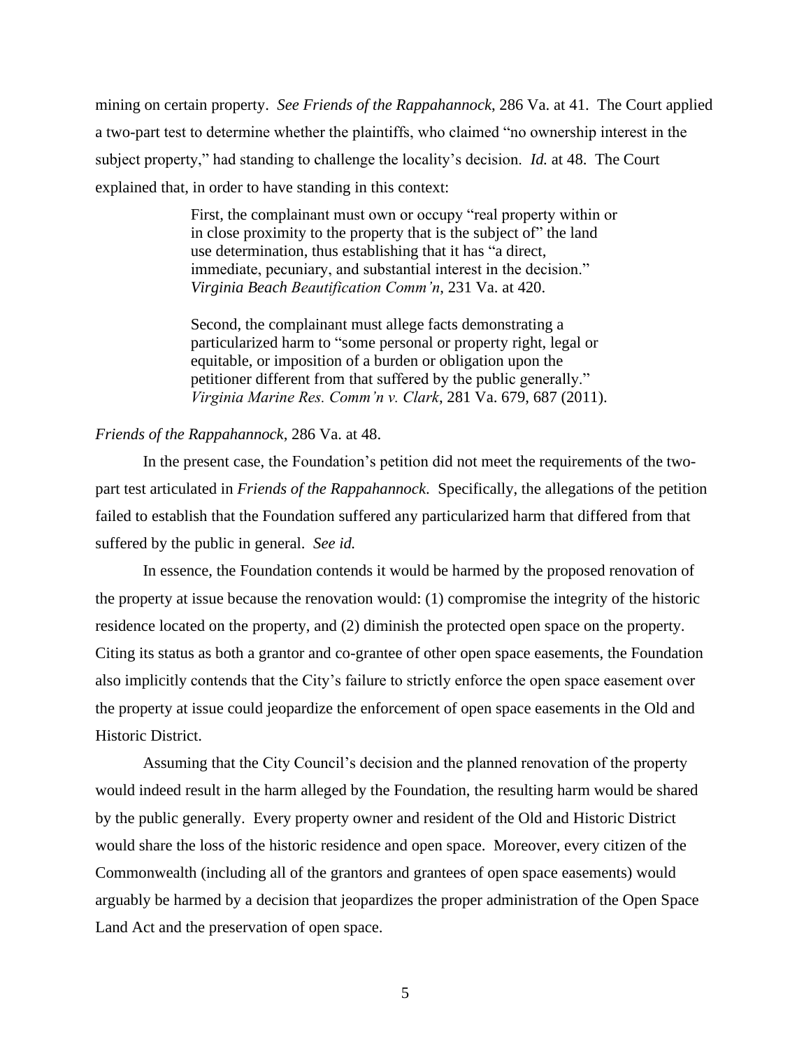mining on certain property. *See Friends of the Rappahannock*, 286 Va. at 41. The Court applied a two-part test to determine whether the plaintiffs, who claimed "no ownership interest in the subject property," had standing to challenge the locality's decision. *Id.* at 48. The Court explained that, in order to have standing in this context:

> First, the complainant must own or occupy "real property within or in close proximity to the property that is the subject of" the land use determination, thus establishing that it has "a direct, immediate, pecuniary, and substantial interest in the decision." *Virginia Beach Beautification Comm'n*, 231 Va. at 420.
>
> Second, the complainant must allege facts demonstrating a particularized harm to "some personal or property right, legal or equitable, or imposition of a burden or obligation upon the petitioner different from that suffered by the public generally." *Virginia Marine Res. Comm'n v. Clark*, 281 Va. 679, 687 (2011).

*Friends of the Rappahannock*, 286 Va. at 48.

In the present case, the Foundation's petition did not meet the requirements of the two-part test articulated in *Friends of the Rappahannock*. Specifically, the allegations of the petition failed to establish that the Foundation suffered any particularized harm that differed from that suffered by the public in general. *See id.*

In essence, the Foundation contends it would be harmed by the proposed renovation of the property at issue because the renovation would: (1) compromise the integrity of the historic residence located on the property, and (2) diminish the protected open space on the property. Citing its status as both a grantor and co-grantee of other open space easements, the Foundation also implicitly contends that the City's failure to strictly enforce the open space easement over the property at issue could jeopardize the enforcement of open space easements in the Old and Historic District.

Assuming that the City Council's decision and the planned renovation of the property would indeed result in the harm alleged by the Foundation, the resulting harm would be shared by the public generally. Every property owner and resident of the Old and Historic District would share the loss of the historic residence and open space. Moreover, every citizen of the Commonwealth (including all of the grantors and grantees of open space easements) would arguably be harmed by a decision that jeopardizes the proper administration of the Open Space Land Act and the preservation of open space.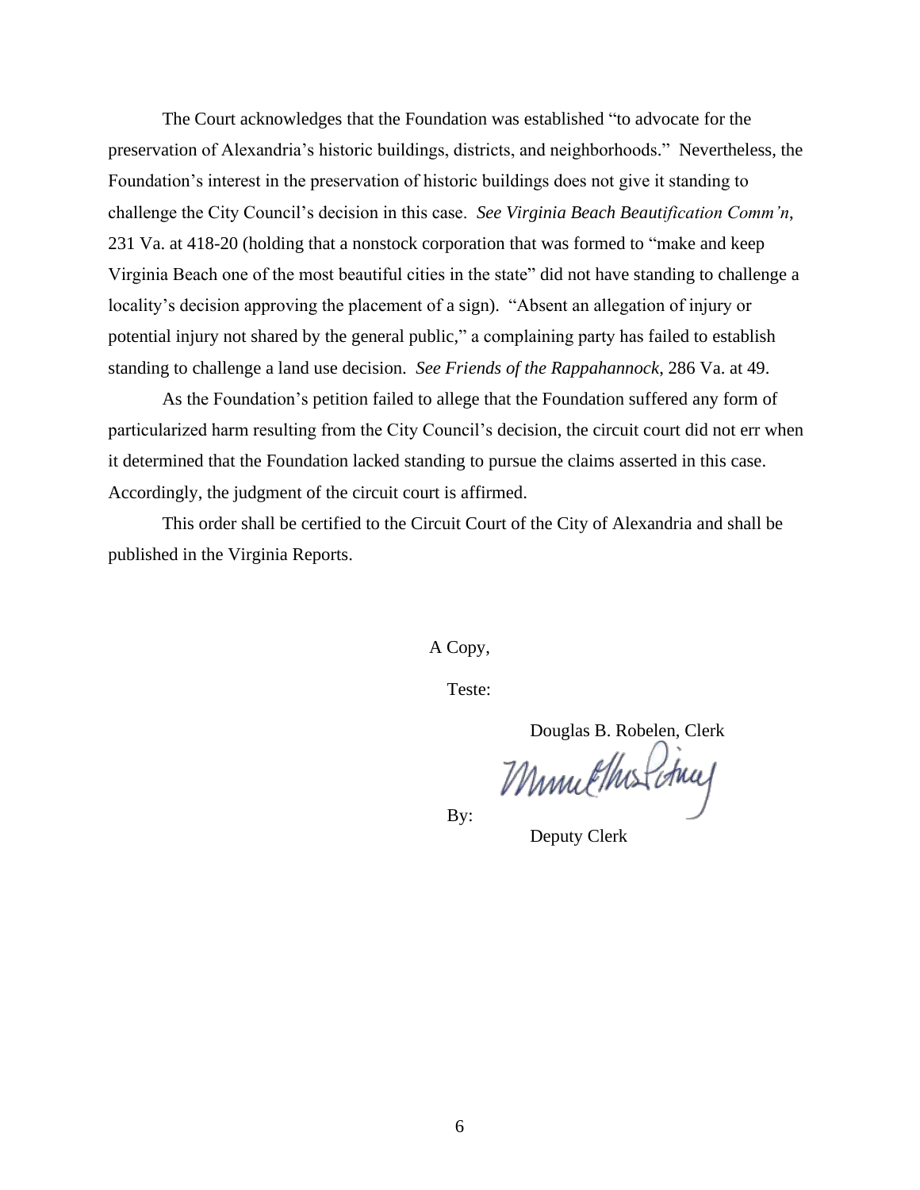The Court acknowledges that the Foundation was established "to advocate for the preservation of Alexandria's historic buildings, districts, and neighborhoods." Nevertheless, the Foundation's interest in the preservation of historic buildings does not give it standing to challenge the City Council's decision in this case. *See Virginia Beach Beautification Comm'n*, 231 Va. at 418-20 (holding that a nonstock corporation that was formed to "make and keep Virginia Beach one of the most beautiful cities in the state" did not have standing to challenge a locality's decision approving the placement of a sign). "Absent an allegation of injury or potential injury not shared by the general public," a complaining party has failed to establish standing to challenge a land use decision. *See Friends of the Rappahannock*, 286 Va. at 49.

As the Foundation's petition failed to allege that the Foundation suffered any form of particularized harm resulting from the City Council's decision, the circuit court did not err when it determined that the Foundation lacked standing to pursue the claims asserted in this case. Accordingly, the judgment of the circuit court is affirmed.

This order shall be certified to the Circuit Court of the City of Alexandria and shall be published in the Virginia Reports.

A Copy,

Teste:

Douglas B. Robelen, Clerk

By:

Deputy Clerk